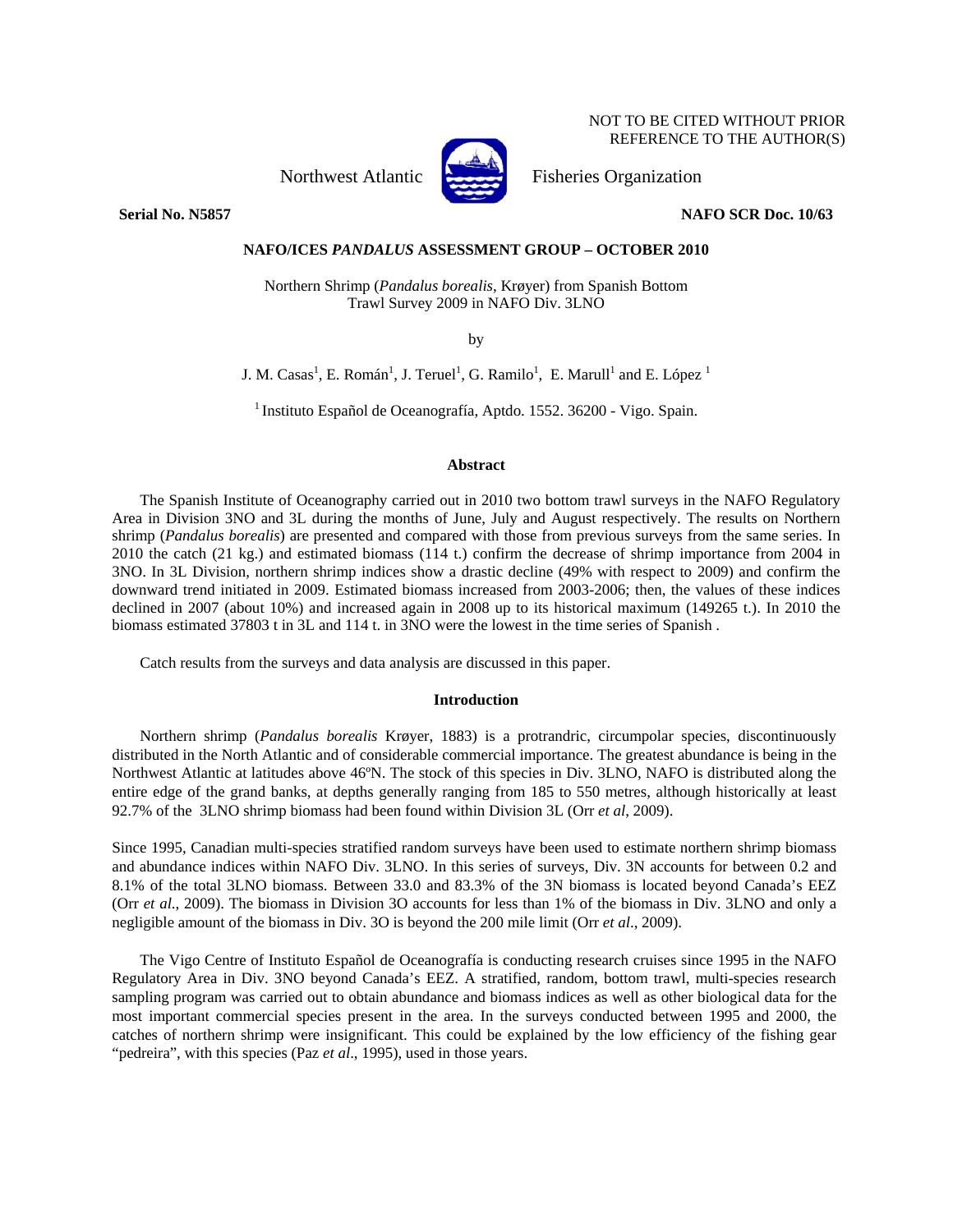NOT TO BE CITED WITHOUT PRIOR REFERENCE TO THE AUTHOR(S)

Northwest Atlantic Fisheries Organization

**Serial No. N5857** **NAFO SCR Doc. 10/63**

**NAFO/ICES *PANDALUS* ASSESSMENT GROUP – OCTOBER 2010**

Northern Shrimp (*Pandalus borealis*, Krøyer) from Spanish Bottom Trawl Survey 2009 in NAFO Div. 3LNO

by

J. M. Casas[1], E. Román[1], J. Teruel[1], G. Ramilo[1], E. Marull[1] and E. López [1]

[1] Instituto Español de Oceanografía, Aptdo. 1552. 36200 - Vigo. Spain.

## Abstract

The Spanish Institute of Oceanography carried out in 2010 two bottom trawl surveys in the NAFO Regulatory Area in Division 3NO and 3L during the months of June, July and August respectively. The results on Northern shrimp (*Pandalus borealis*) are presented and compared with those from previous surveys from the same series. In 2010 the catch (21 kg.) and estimated biomass (114 t.) confirm the decrease of shrimp importance from 2004 in 3NO. In 3L Division, northern shrimp indices show a drastic decline (49% with respect to 2009) and confirm the downward trend initiated in 2009. Estimated biomass increased from 2003-2006; then, the values of these indices declined in 2007 (about 10%) and increased again in 2008 up to its historical maximum (149265 t.). In 2010 the biomass estimated 37803 t in 3L and 114 t. in 3NO were the lowest in the time series of Spanish .

Catch results from the surveys and data analysis are discussed in this paper.

## Introduction

Northern shrimp (*Pandalus borealis* Krøyer, 1883) is a protrandric, circumpolar species, discontinuously distributed in the North Atlantic and of considerable commercial importance. The greatest abundance is being in the Northwest Atlantic at latitudes above 46ºN. The stock of this species in Div. 3LNO, NAFO is distributed along the entire edge of the grand banks, at depths generally ranging from 185 to 550 metres, although historically at least 92.7% of the 3LNO shrimp biomass had been found within Division 3L (Orr *et al*, 2009).

Since 1995, Canadian multi-species stratified random surveys have been used to estimate northern shrimp biomass and abundance indices within NAFO Div. 3LNO. In this series of surveys, Div. 3N accounts for between 0.2 and 8.1% of the total 3LNO biomass. Between 33.0 and 83.3% of the 3N biomass is located beyond Canada's EEZ (Orr *et al*., 2009). The biomass in Division 3O accounts for less than 1% of the biomass in Div. 3LNO and only a negligible amount of the biomass in Div. 3O is beyond the 200 mile limit (Orr *et al*., 2009).

The Vigo Centre of Instituto Español de Oceanografía is conducting research cruises since 1995 in the NAFO Regulatory Area in Div. 3NO beyond Canada's EEZ. A stratified, random, bottom trawl, multi-species research sampling program was carried out to obtain abundance and biomass indices as well as other biological data for the most important commercial species present in the area. In the surveys conducted between 1995 and 2000, the catches of northern shrimp were insignificant. This could be explained by the low efficiency of the fishing gear "pedreira", with this species (Paz *et al*., 1995), used in those years.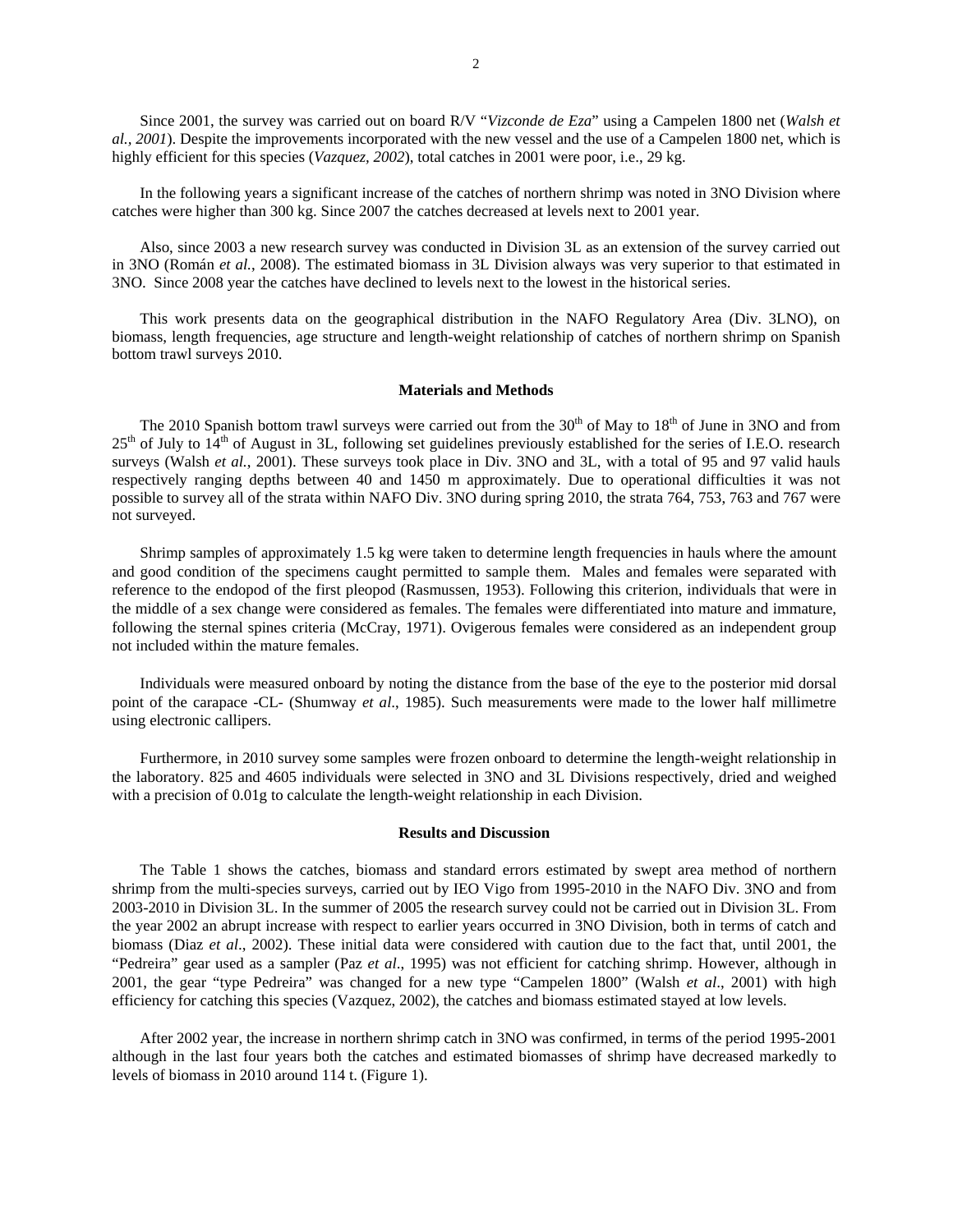Since 2001, the survey was carried out on board R/V "*Vizconde de Eza*" using a Campelen 1800 net (*Walsh et al., 2001*). Despite the improvements incorporated with the new vessel and the use of a Campelen 1800 net, which is highly efficient for this species (*Vazquez, 2002*), total catches in 2001 were poor, i.e., 29 kg.

In the following years a significant increase of the catches of northern shrimp was noted in 3NO Division where catches were higher than 300 kg. Since 2007 the catches decreased at levels next to 2001 year.

Also, since 2003 a new research survey was conducted in Division 3L as an extension of the survey carried out in 3NO (Román *et al.*, 2008). The estimated biomass in 3L Division always was very superior to that estimated in 3NO. Since 2008 year the catches have declined to levels next to the lowest in the historical series.

This work presents data on the geographical distribution in the NAFO Regulatory Area (Div. 3LNO), on biomass, length frequencies, age structure and length-weight relationship of catches of northern shrimp on Spanish bottom trawl surveys 2010.

## Materials and Methods

The 2010 Spanish bottom trawl surveys were carried out from the 30th of May to 18th of June in 3NO and from 25th of July to 14th of August in 3L, following set guidelines previously established for the series of I.E.O. research surveys (Walsh *et al.*, 2001). These surveys took place in Div. 3NO and 3L, with a total of 95 and 97 valid hauls respectively ranging depths between 40 and 1450 m approximately. Due to operational difficulties it was not possible to survey all of the strata within NAFO Div. 3NO during spring 2010, the strata 764, 753, 763 and 767 were not surveyed.

Shrimp samples of approximately 1.5 kg were taken to determine length frequencies in hauls where the amount and good condition of the specimens caught permitted to sample them. Males and females were separated with reference to the endopod of the first pleopod (Rasmussen, 1953). Following this criterion, individuals that were in the middle of a sex change were considered as females. The females were differentiated into mature and immature, following the sternal spines criteria (McCray, 1971). Ovigerous females were considered as an independent group not included within the mature females.

Individuals were measured onboard by noting the distance from the base of the eye to the posterior mid dorsal point of the carapace -CL- (Shumway *et al*., 1985). Such measurements were made to the lower half millimetre using electronic callipers.

Furthermore, in 2010 survey some samples were frozen onboard to determine the length-weight relationship in the laboratory. 825 and 4605 individuals were selected in 3NO and 3L Divisions respectively, dried and weighed with a precision of 0.01g to calculate the length-weight relationship in each Division.

## Results and Discussion

The Table 1 shows the catches, biomass and standard errors estimated by swept area method of northern shrimp from the multi-species surveys, carried out by IEO Vigo from 1995-2010 in the NAFO Div. 3NO and from 2003-2010 in Division 3L. In the summer of 2005 the research survey could not be carried out in Division 3L. From the year 2002 an abrupt increase with respect to earlier years occurred in 3NO Division, both in terms of catch and biomass (Diaz *et al*., 2002). These initial data were considered with caution due to the fact that, until 2001, the "Pedreira" gear used as a sampler (Paz *et al*., 1995) was not efficient for catching shrimp. However, although in 2001, the gear "type Pedreira" was changed for a new type "Campelen 1800" (Walsh *et al*., 2001) with high efficiency for catching this species (Vazquez, 2002), the catches and biomass estimated stayed at low levels.

After 2002 year, the increase in northern shrimp catch in 3NO was confirmed, in terms of the period 1995-2001 although in the last four years both the catches and estimated biomasses of shrimp have decreased markedly to levels of biomass in 2010 around 114 t. (Figure 1).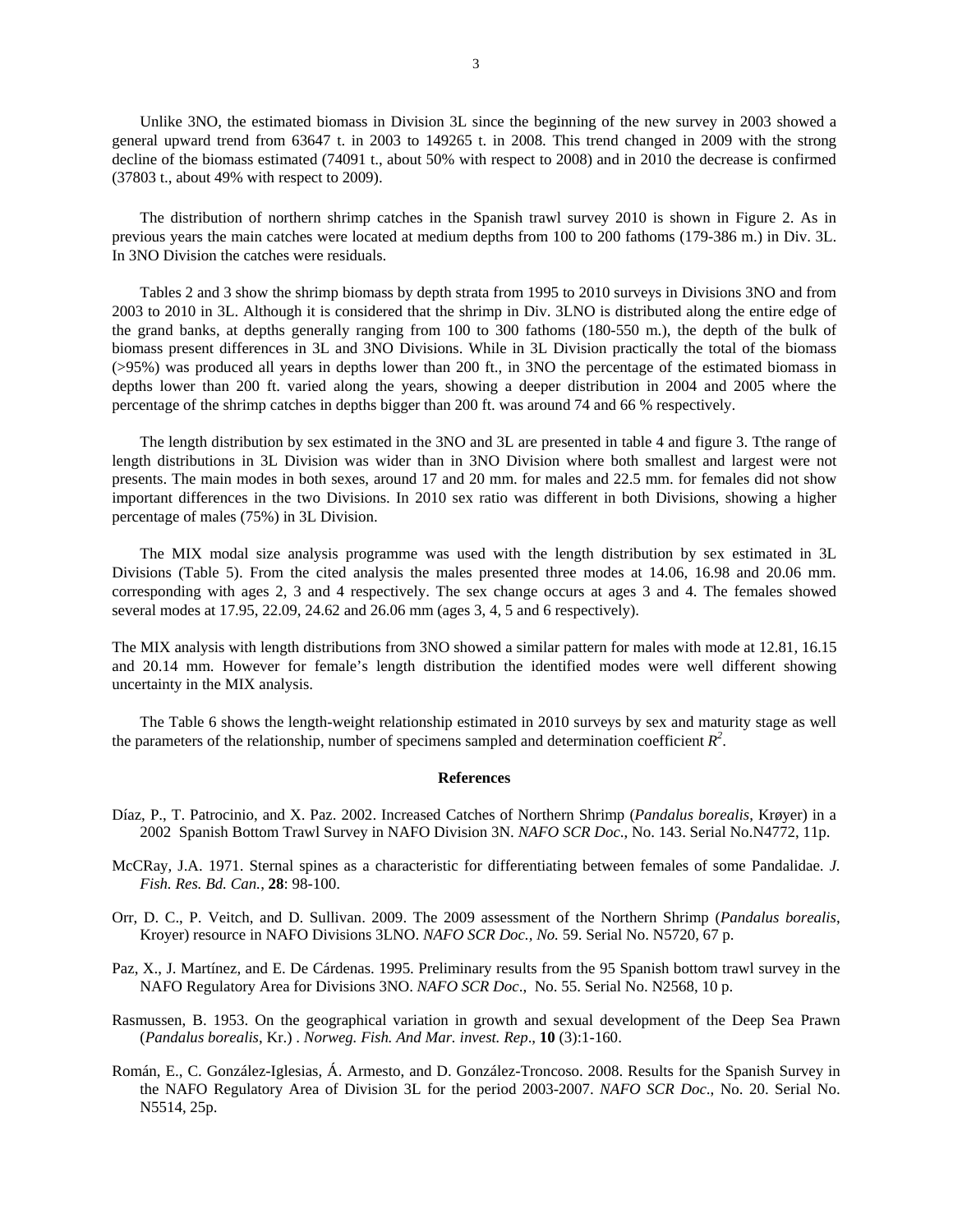Unlike 3NO, the estimated biomass in Division 3L since the beginning of the new survey in 2003 showed a general upward trend from 63647 t. in 2003 to 149265 t. in 2008. This trend changed in 2009 with the strong decline of the biomass estimated (74091 t., about 50% with respect to 2008) and in 2010 the decrease is confirmed (37803 t., about 49% with respect to 2009).

The distribution of northern shrimp catches in the Spanish trawl survey 2010 is shown in Figure 2. As in previous years the main catches were located at medium depths from 100 to 200 fathoms (179-386 m.) in Div. 3L. In 3NO Division the catches were residuals.

Tables 2 and 3 show the shrimp biomass by depth strata from 1995 to 2010 surveys in Divisions 3NO and from 2003 to 2010 in 3L. Although it is considered that the shrimp in Div. 3LNO is distributed along the entire edge of the grand banks, at depths generally ranging from 100 to 300 fathoms (180-550 m.), the depth of the bulk of biomass present differences in 3L and 3NO Divisions. While in 3L Division practically the total of the biomass (>95%) was produced all years in depths lower than 200 ft., in 3NO the percentage of the estimated biomass in depths lower than 200 ft. varied along the years, showing a deeper distribution in 2004 and 2005 where the percentage of the shrimp catches in depths bigger than 200 ft. was around 74 and 66 % respectively.

The length distribution by sex estimated in the 3NO and 3L are presented in table 4 and figure 3. Tthe range of length distributions in 3L Division was wider than in 3NO Division where both smallest and largest were not presents. The main modes in both sexes, around 17 and 20 mm. for males and 22.5 mm. for females did not show important differences in the two Divisions. In 2010 sex ratio was different in both Divisions, showing a higher percentage of males (75%) in 3L Division.

The MIX modal size analysis programme was used with the length distribution by sex estimated in 3L Divisions (Table 5). From the cited analysis the males presented three modes at 14.06, 16.98 and 20.06 mm. corresponding with ages 2, 3 and 4 respectively. The sex change occurs at ages 3 and 4. The females showed several modes at 17.95, 22.09, 24.62 and 26.06 mm (ages 3, 4, 5 and 6 respectively).

The MIX analysis with length distributions from 3NO showed a similar pattern for males with mode at 12.81, 16.15 and 20.14 mm. However for female's length distribution the identified modes were well different showing uncertainty in the MIX analysis.

The Table 6 shows the length-weight relationship estimated in 2010 surveys by sex and maturity stage as well the parameters of the relationship, number of specimens sampled and determination coefficient $R^2$.

## References

Díaz, P., T. Patrocinio, and X. Paz. 2002. Increased Catches of Northern Shrimp (*Pandalus borealis*, Krøyer) in a 2002 Spanish Bottom Trawl Survey in NAFO Division 3N. *NAFO SCR Doc*., No. 143. Serial No.N4772, 11p.

McCRay, J.A. 1971. Sternal spines as a characteristic for differentiating between females of some Pandalidae. *J. Fish. Res. Bd. Can.*, **28**: 98-100.

Orr, D. C., P. Veitch, and D. Sullivan. 2009. The 2009 assessment of the Northern Shrimp (*Pandalus borealis*, Kroyer) resource in NAFO Divisions 3LNO. *NAFO SCR Doc., No.* 59. Serial No. N5720, 67 p.

Paz, X., J. Martínez, and E. De Cárdenas. 1995. Preliminary results from the 95 Spanish bottom trawl survey in the NAFO Regulatory Area for Divisions 3NO. *NAFO SCR Doc*., No. 55. Serial No. N2568, 10 p.

Rasmussen, B. 1953. On the geographical variation in growth and sexual development of the Deep Sea Prawn (*Pandalus borealis*, Kr.) . *Norweg. Fish. And Mar. invest. Rep*., **10** (3):1-160.

Román, E., C. González-Iglesias, Á. Armesto, and D. González-Troncoso. 2008. Results for the Spanish Survey in the NAFO Regulatory Area of Division 3L for the period 2003-2007. *NAFO SCR Doc*., No. 20. Serial No. N5514, 25p.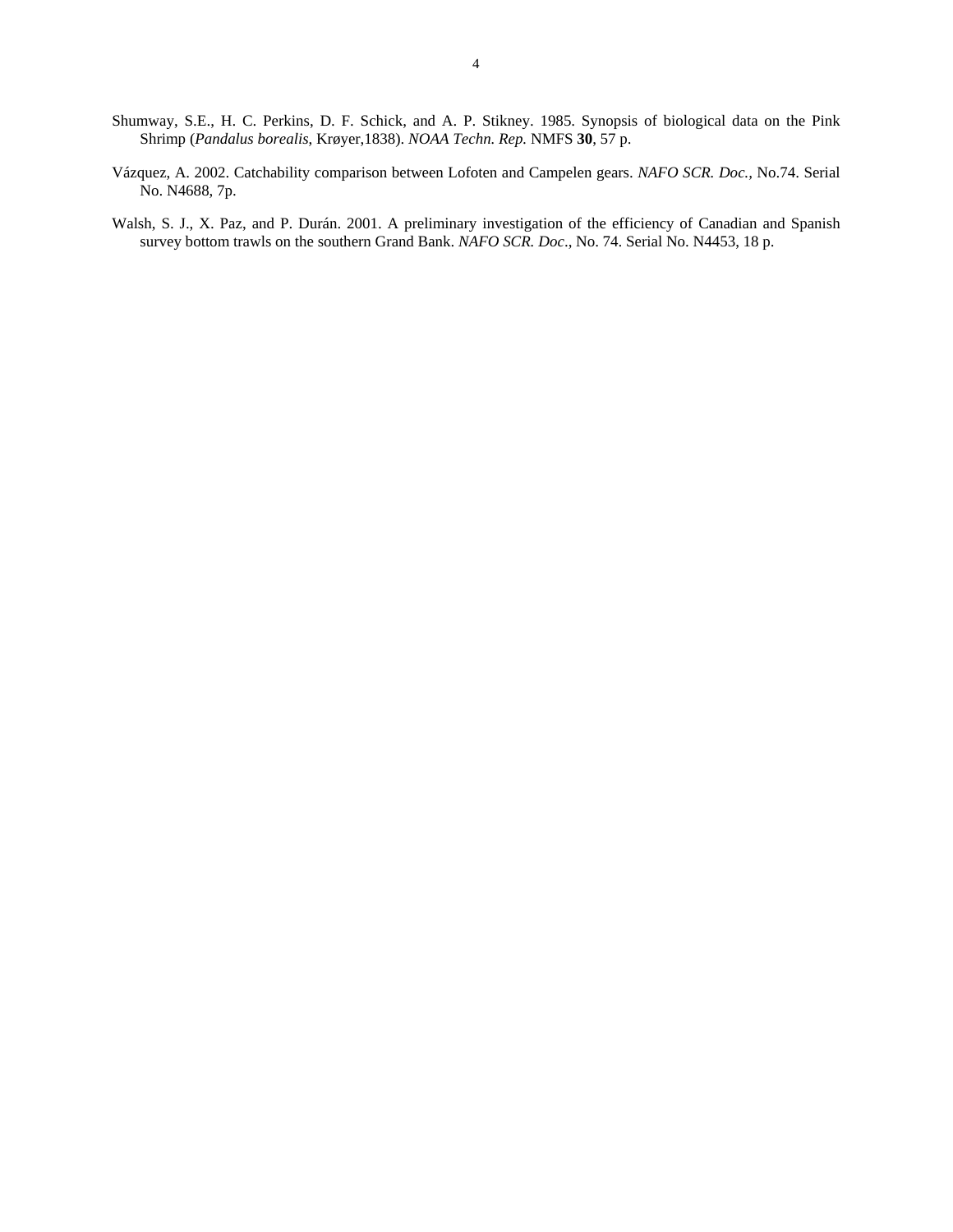Shumway, S.E., H. C. Perkins, D. F. Schick, and A. P. Stikney. 1985. Synopsis of biological data on the Pink Shrimp (*Pandalus borealis*, Krøyer,1838). *NOAA Techn. Rep.* NMFS **30**, 57 p.

Vázquez, A. 2002. Catchability comparison between Lofoten and Campelen gears. *NAFO SCR. Doc.,* No.74. Serial No. N4688, 7p.

Walsh, S. J., X. Paz, and P. Durán. 2001. A preliminary investigation of the efficiency of Canadian and Spanish survey bottom trawls on the southern Grand Bank. *NAFO SCR. Doc*., No. 74. Serial No. N4453, 18 p.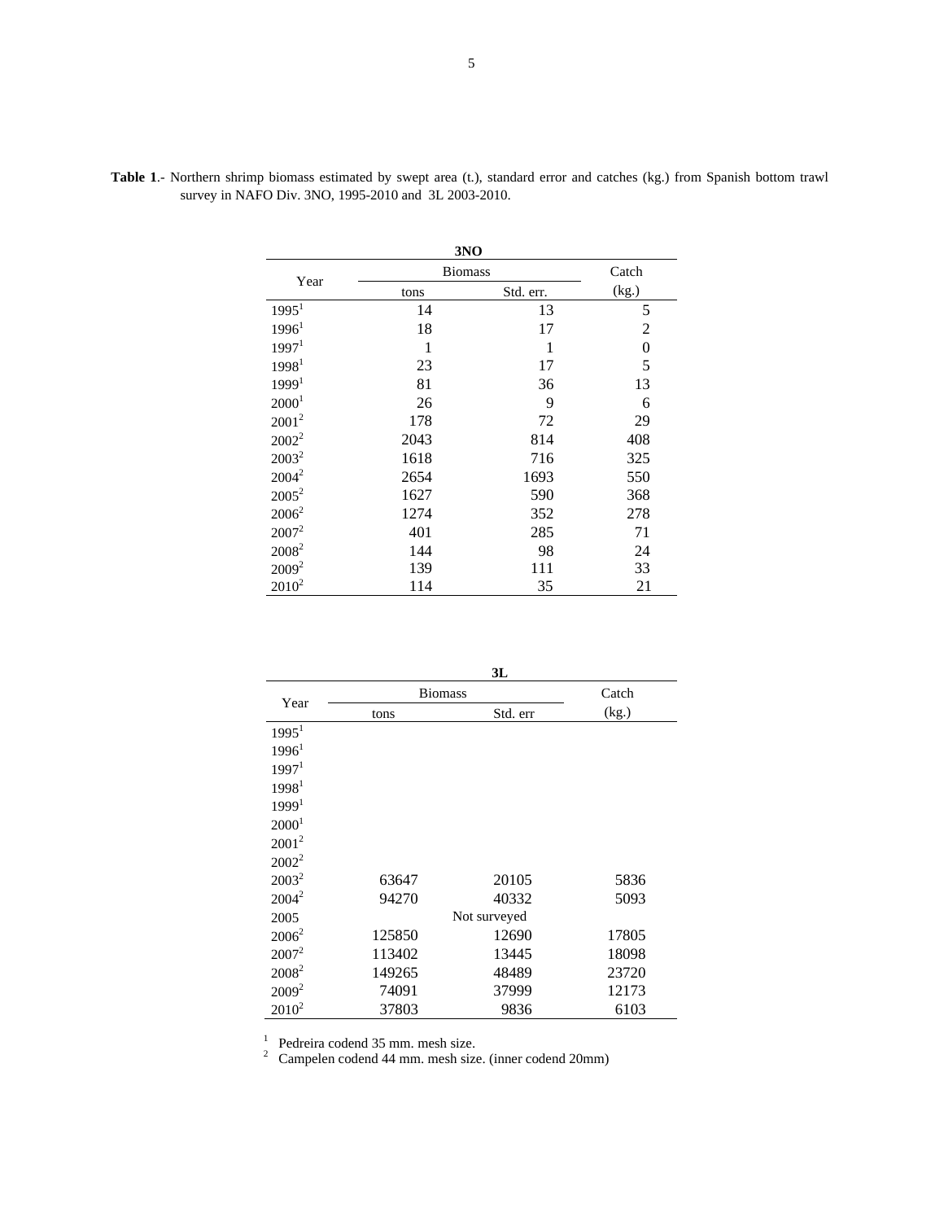**Table 1**.- Northern shrimp biomass estimated by swept area (t.), standard error and catches (kg.) from Spanish bottom trawl survey in NAFO Div. 3NO, 1995-2010 and 3L 2003-2010.

**3NO**

| Year | Biomass | | Catch |
|---|---|---|---|
| | tons | Std. err. | (kg.) |
| 1995[1] | 14 | 13 | 5 |
| 1996[1] | 18 | 17 | 2 |
| 1997[1] | 1 | 1 | 0 |
| 1998[1] | 23 | 17 | 5 |
| 1999[1] | 81 | 36 | 13 |
| 2000[1] | 26 | 9 | 6 |
| 2001[2] | 178 | 72 | 29 |
| 2002[2] | 2043 | 814 | 408 |
| 2003[2] | 1618 | 716 | 325 |
| 2004[2] | 2654 | 1693 | 550 |
| 2005[2] | 1627 | 590 | 368 |
| 2006[2] | 1274 | 352 | 278 |
| 2007[2] | 401 | 285 | 71 |
| 2008[2] | 144 | 98 | 24 |
| 2009[2] | 139 | 111 | 33 |
| 2010[2] | 114 | 35 | 21 |

**3L**

| Year | Biomass | | Catch |
|---|---|---|---|
| | tons | Std. err | (kg.) |
| 1995[1] | | | |
| 1996[1] | | | |
| 1997[1] | | | |
| 1998[1] | | | |
| 1999[1] | | | |
| 2000[1] | | | |
| 2001[2] | | | |
| 2002[2] | | | |
| 2003[2] | 63647 | 20105 | 5836 |
| 2004[2] | 94270 | 40332 | 5093 |
| 2005 | | Not surveyed | |
| 2006[2] | 125850 | 12690 | 17805 |
| 2007[2] | 113402 | 13445 | 18098 |
| 2008[2] | 149265 | 48489 | 23720 |
| 2009[2] | 74091 | 37999 | 12173 |
| 2010[2] | 37803 | 9836 | 6103 |

[1] Pedreira codend 35 mm. mesh size.
[2] Campelen codend 44 mm. mesh size. (inner codend 20mm)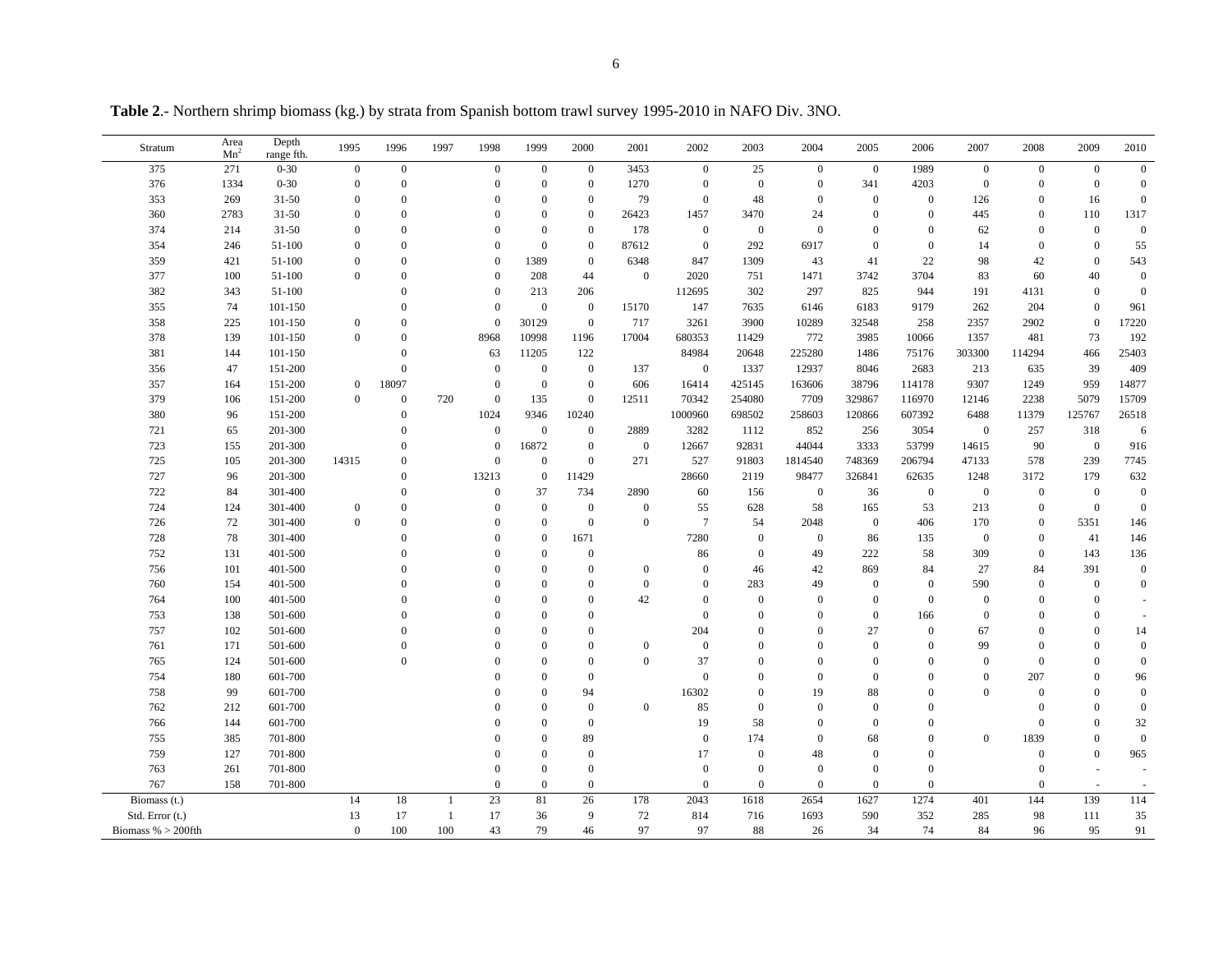**Table 2**.- Northern shrimp biomass (kg.) by strata from Spanish bottom trawl survey 1995-2010 in NAFO Div. 3NO.

| Stratum | Area $Mn^2$ | Depth range fth. | 1995 | 1996 | 1997 | 1998 | 1999 | 2000 | 2001 | 2002 | 2003 | 2004 | 2005 | 2006 | 2007 | 2008 | 2009 | 2010 |
|---|---|---|---|---|---|---|---|---|---|---|---|---|---|---|---|---|---|---|
| 375 | 271 | 0-30 | 0 | 0 | | 0 | 0 | 0 | 3453 | 0 | 25 | 0 | 0 | 1989 | 0 | 0 | 0 | 0 |
| 376 | 1334 | 0-30 | 0 | 0 | | 0 | 0 | 0 | 1270 | 0 | 0 | 0 | 341 | 4203 | 0 | 0 | 0 | 0 |
| 353 | 269 | 31-50 | 0 | 0 | | 0 | 0 | 0 | 79 | 0 | 48 | 0 | 0 | 0 | 126 | 0 | 16 | 0 |
| 360 | 2783 | 31-50 | 0 | 0 | | 0 | 0 | 0 | 26423 | 1457 | 3470 | 24 | 0 | 0 | 445 | 0 | 110 | 1317 |
| 374 | 214 | 31-50 | 0 | 0 | | 0 | 0 | 0 | 178 | 0 | 0 | 0 | 0 | 0 | 62 | 0 | 0 | 0 |
| 354 | 246 | 51-100 | 0 | 0 | | 0 | 0 | 0 | 87612 | 0 | 292 | 6917 | 0 | 0 | 14 | 0 | 0 | 55 |
| 359 | 421 | 51-100 | 0 | 0 | | 0 | 1389 | 0 | 6348 | 847 | 1309 | 43 | 41 | 22 | 98 | 42 | 0 | 543 |
| 377 | 100 | 51-100 | 0 | 0 | | 0 | 208 | 44 | 0 | 2020 | 751 | 1471 | 3742 | 3704 | 83 | 60 | 40 | 0 |
| 382 | 343 | 51-100 | | 0 | | 0 | 213 | 206 | | 112695 | 302 | 297 | 825 | 944 | 191 | 4131 | 0 | 0 |
| 355 | 74 | 101-150 | | 0 | | 0 | 0 | 0 | 15170 | 147 | 7635 | 6146 | 6183 | 9179 | 262 | 204 | 0 | 961 |
| 358 | 225 | 101-150 | 0 | 0 | | 0 | 30129 | 0 | 717 | 3261 | 3900 | 10289 | 32548 | 258 | 2357 | 2902 | 0 | 17220 |
| 378 | 139 | 101-150 | 0 | 0 | | 8968 | 10998 | 1196 | 17004 | 680353 | 11429 | 772 | 3985 | 10066 | 1357 | 481 | 73 | 192 |
| 381 | 144 | 101-150 | | 0 | | 63 | 11205 | 122 | | 84984 | 20648 | 225280 | 1486 | 75176 | 303300 | 114294 | 466 | 25403 |
| 356 | 47 | 151-200 | | 0 | | 0 | 0 | 0 | 137 | 0 | 1337 | 12937 | 8046 | 2683 | 213 | 635 | 39 | 409 |
| 357 | 164 | 151-200 | 0 | 18097 | | 0 | 0 | 0 | 606 | 16414 | 425145 | 163606 | 38796 | 114178 | 9307 | 1249 | 959 | 14877 |
| 379 | 106 | 151-200 | 0 | 0 | 720 | 0 | 135 | 0 | 12511 | 70342 | 254080 | 7709 | 329867 | 116970 | 12146 | 2238 | 5079 | 15709 |
| 380 | 96 | 151-200 | | 0 | | 1024 | 9346 | 10240 | | 1000960 | 698502 | 258603 | 120866 | 607392 | 6488 | 11379 | 125767 | 26518 |
| 721 | 65 | 201-300 | | 0 | | 0 | 0 | 0 | 2889 | 3282 | 1112 | 852 | 256 | 3054 | 0 | 257 | 318 | 6 |
| 723 | 155 | 201-300 | | 0 | | 0 | 16872 | 0 | 0 | 12667 | 92831 | 44044 | 3333 | 53799 | 14615 | 90 | 0 | 916 |
| 725 | 105 | 201-300 | 14315 | 0 | | 0 | 0 | 0 | 271 | 527 | 91803 | 1814540 | 748369 | 206794 | 47133 | 578 | 239 | 7745 |
| 727 | 96 | 201-300 | | 0 | | 13213 | 0 | 11429 | | 28660 | 2119 | 98477 | 326841 | 62635 | 1248 | 3172 | 179 | 632 |
| 722 | 84 | 301-400 | | 0 | | 0 | 37 | 734 | 2890 | 60 | 156 | 0 | 36 | 0 | 0 | 0 | 0 | 0 |
| 724 | 124 | 301-400 | 0 | 0 | | 0 | 0 | 0 | 0 | 55 | 628 | 58 | 165 | 53 | 213 | 0 | 0 | 0 |
| 726 | 72 | 301-400 | 0 | 0 | | 0 | 0 | 0 | 0 | 7 | 54 | 2048 | 0 | 406 | 170 | 0 | 5351 | 146 |
| 728 | 78 | 301-400 | | 0 | | 0 | 0 | 1671 | | 7280 | 0 | 0 | 86 | 135 | 0 | 0 | 41 | 146 |
| 752 | 131 | 401-500 | | 0 | | 0 | 0 | 0 | | 86 | 0 | 49 | 222 | 58 | 309 | 0 | 143 | 136 |
| 756 | 101 | 401-500 | | 0 | | 0 | 0 | 0 | 0 | 0 | 46 | 42 | 869 | 84 | 27 | 84 | 391 | 0 |
| 760 | 154 | 401-500 | | 0 | | 0 | 0 | 0 | 0 | 0 | 283 | 49 | 0 | 0 | 590 | 0 | 0 | 0 |
| 764 | 100 | 401-500 | | 0 | | 0 | 0 | 0 | 42 | 0 | 0 | 0 | 0 | 0 | 0 | 0 | 0 | - |
| 753 | 138 | 501-600 | | 0 | | 0 | 0 | 0 | | 0 | 0 | 0 | 0 | 166 | 0 | 0 | 0 | - |
| 757 | 102 | 501-600 | | 0 | | 0 | 0 | 0 | | 204 | 0 | 0 | 27 | 0 | 67 | 0 | 0 | 14 |
| 761 | 171 | 501-600 | | 0 | | 0 | 0 | 0 | 0 | 0 | 0 | 0 | 0 | 0 | 99 | 0 | 0 | 0 |
| 765 | 124 | 501-600 | | 0 | | 0 | 0 | 0 | 0 | 37 | 0 | 0 | 0 | 0 | 0 | 0 | 0 | 0 |
| 754 | 180 | 601-700 | | | | 0 | 0 | 0 | | 0 | 0 | 0 | 0 | 0 | 0 | 207 | 0 | 96 |
| 758 | 99 | 601-700 | | | | 0 | 0 | 94 | | 16302 | 0 | 19 | 88 | 0 | 0 | 0 | 0 | 0 |
| 762 | 212 | 601-700 | | | | 0 | 0 | 0 | 0 | 85 | 0 | 0 | 0 | 0 | | 0 | 0 | 0 |
| 766 | 144 | 601-700 | | | | 0 | 0 | 0 | | 19 | 58 | 0 | 0 | 0 | | 0 | 0 | 32 |
| 755 | 385 | 701-800 | | | | 0 | 0 | 89 | | 0 | 174 | 0 | 68 | 0 | 0 | 1839 | 0 | 0 |
| 759 | 127 | 701-800 | | | | 0 | 0 | 0 | | 17 | 0 | 48 | 0 | 0 | | 0 | 0 | 965 |
| 763 | 261 | 701-800 | | | | 0 | 0 | 0 | | 0 | 0 | 0 | 0 | 0 | | 0 | - | - |
| 767 | 158 | 701-800 | | | | 0 | 0 | 0 | | 0 | 0 | 0 | 0 | 0 | | 0 | - | - |
| Biomass (t.) | | | 14 | 18 | 1 | 23 | 81 | 26 | 178 | 2043 | 1618 | 2654 | 1627 | 1274 | 401 | 144 | 139 | 114 |
| Std. Error (t.) | | | 13 | 17 | 1 | 17 | 36 | 9 | 72 | 814 | 716 | 1693 | 590 | 352 | 285 | 98 | 111 | 35 |
| Biomass % > 200fth | | | 0 | 100 | 100 | 43 | 79 | 46 | 97 | 97 | 88 | 26 | 34 | 74 | 84 | 96 | 95 | 91 |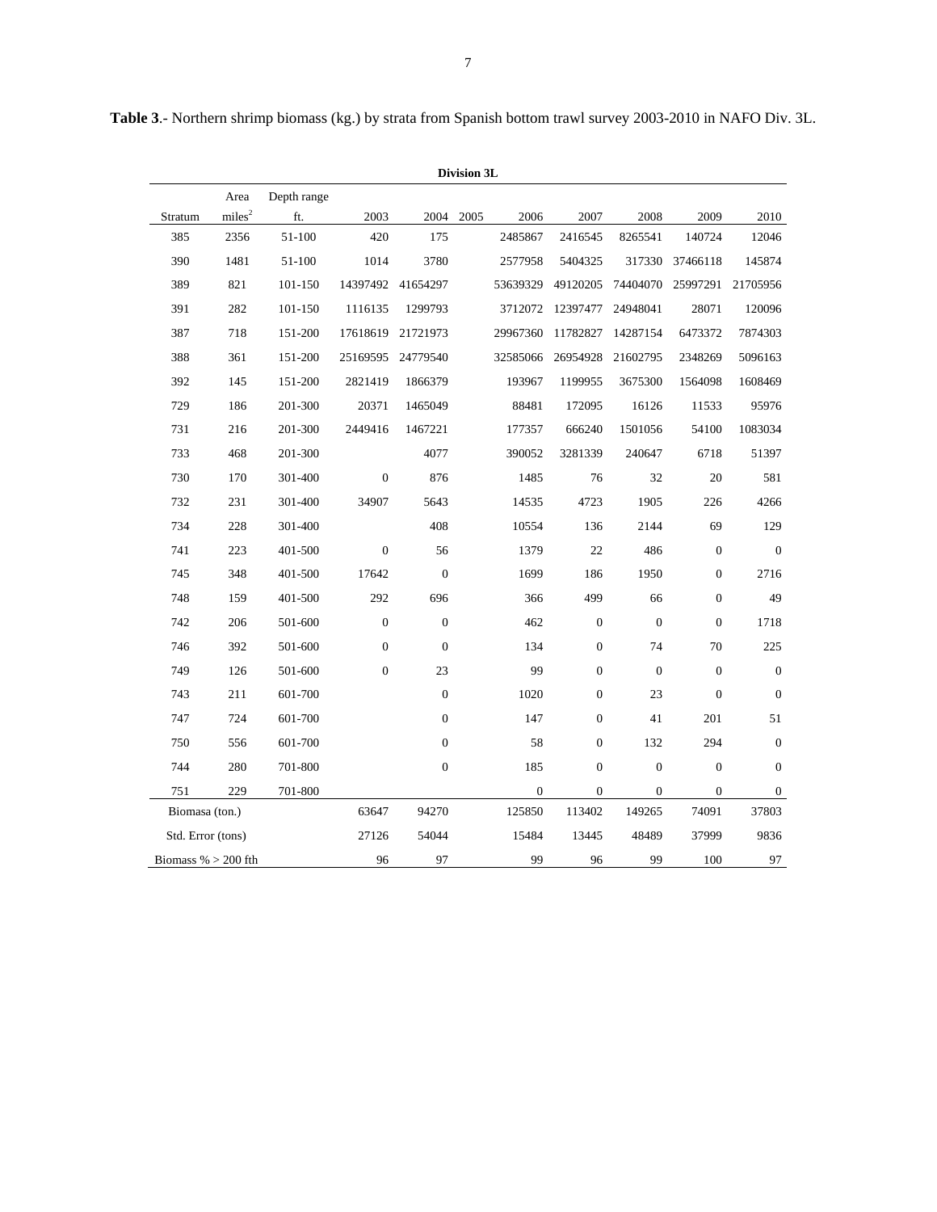**Table 3**.- Northern shrimp biomass (kg.) by strata from Spanish bottom trawl survey 2003-2010 in NAFO Div. 3L.

| Division 3L | | | | | | | | | | |
|---|---|---|---|---|---|---|---|---|---|---|
| Stratum | Area miles$^2$ | Depth range ft. | 2003 | 2004 | 2005 | 2006 | 2007 | 2008 | 2009 | 2010 |
| 385 | 2356 | 51-100 | 420 | 175 | | 2485867 | 2416545 | 8265541 | 140724 | 12046 |
| 390 | 1481 | 51-100 | 1014 | 3780 | | 2577958 | 5404325 | 317330 | 37466118 | 145874 |
| 389 | 821 | 101-150 | 14397492 | 41654297 | | 53639329 | 49120205 | 74404070 | 25997291 | 21705956 |
| 391 | 282 | 101-150 | 1116135 | 1299793 | | 3712072 | 12397477 | 24948041 | 28071 | 120096 |
| 387 | 718 | 151-200 | 17618619 | 21721973 | | 29967360 | 11782827 | 14287154 | 6473372 | 7874303 |
| 388 | 361 | 151-200 | 25169595 | 24779540 | | 32585066 | 26954928 | 21602795 | 2348269 | 5096163 |
| 392 | 145 | 151-200 | 2821419 | 1866379 | | 193967 | 1199955 | 3675300 | 1564098 | 1608469 |
| 729 | 186 | 201-300 | 20371 | 1465049 | | 88481 | 172095 | 16126 | 11533 | 95976 |
| 731 | 216 | 201-300 | 2449416 | 1467221 | | 177357 | 666240 | 1501056 | 54100 | 1083034 |
| 733 | 468 | 201-300 | | 4077 | | 390052 | 3281339 | 240647 | 6718 | 51397 |
| 730 | 170 | 301-400 | 0 | 876 | | 1485 | 76 | 32 | 20 | 581 |
| 732 | 231 | 301-400 | 34907 | 5643 | | 14535 | 4723 | 1905 | 226 | 4266 |
| 734 | 228 | 301-400 | | 408 | | 10554 | 136 | 2144 | 69 | 129 |
| 741 | 223 | 401-500 | 0 | 56 | | 1379 | 22 | 486 | 0 | 0 |
| 745 | 348 | 401-500 | 17642 | 0 | | 1699 | 186 | 1950 | 0 | 2716 |
| 748 | 159 | 401-500 | 292 | 696 | | 366 | 499 | 66 | 0 | 49 |
| 742 | 206 | 501-600 | 0 | 0 | | 462 | 0 | 0 | 0 | 1718 |
| 746 | 392 | 501-600 | 0 | 0 | | 134 | 0 | 74 | 70 | 225 |
| 749 | 126 | 501-600 | 0 | 23 | | 99 | 0 | 0 | 0 | 0 |
| 743 | 211 | 601-700 | | 0 | | 1020 | 0 | 23 | 0 | 0 |
| 747 | 724 | 601-700 | | 0 | | 147 | 0 | 41 | 201 | 51 |
| 750 | 556 | 601-700 | | 0 | | 58 | 0 | 132 | 294 | 0 |
| 744 | 280 | 701-800 | | 0 | | 185 | 0 | 0 | 0 | 0 |
| 751 | 229 | 701-800 | | | | 0 | 0 | 0 | 0 | 0 |
| Biomasa (ton.) | | | 63647 | 94270 | | 125850 | 113402 | 149265 | 74091 | 37803 |
| Std. Error (tons) | | | 27126 | 54044 | | 15484 | 13445 | 48489 | 37999 | 9836 |
| Biomass % > 200 fth | | | 96 | 97 | | 99 | 96 | 99 | 100 | 97 |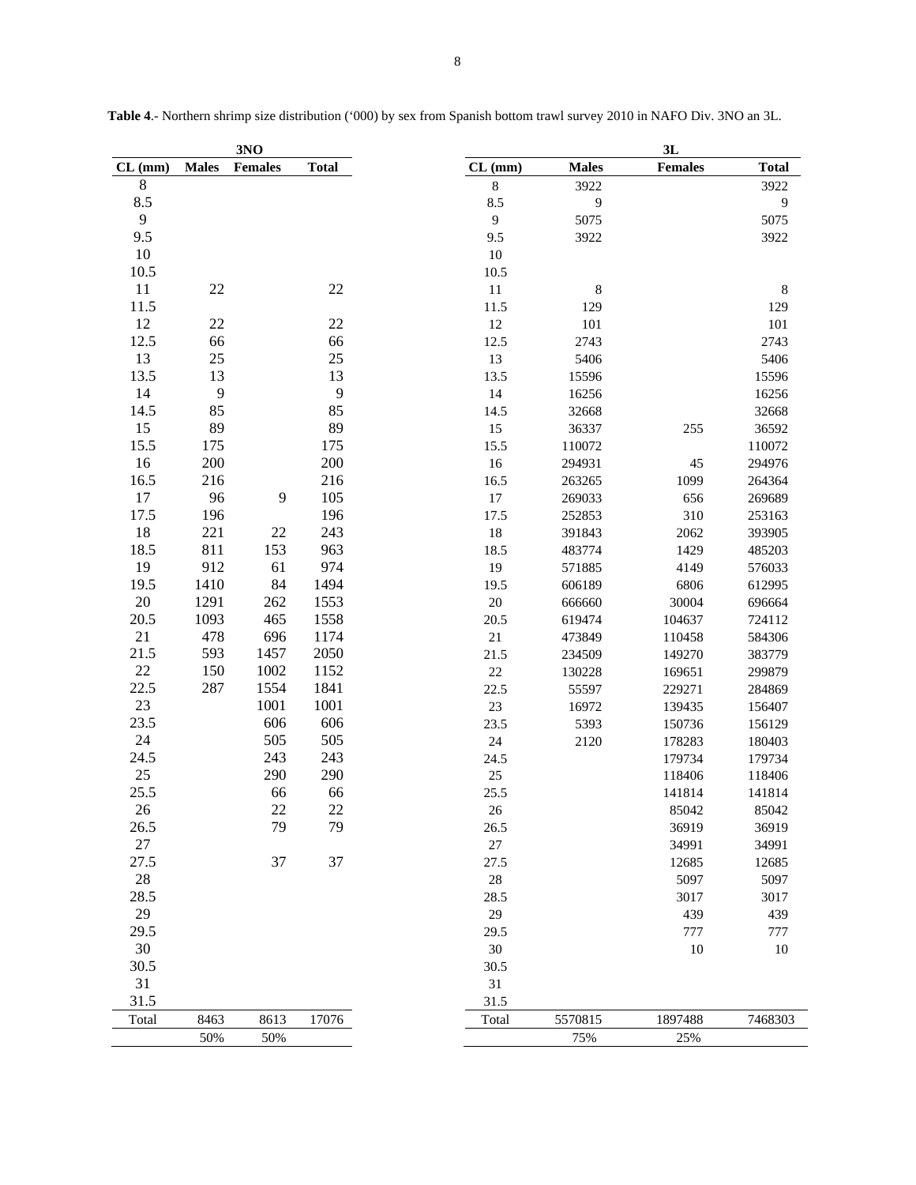**Table 4**.- Northern shrimp size distribution ('000) by sex from Spanish bottom trawl survey 2010 in NAFO Div. 3NO an 3L.

| 3NO | | | | 3L | | | |
|---|---|---|---|---|---|---|---|
| CL (mm) | Males | Females | Total | CL (mm) | Males | Females | Total |
| 8 | | | | 8 | 3922 | | 3922 |
| 8.5 | | | | 8.5 | 9 | | 9 |
| 9 | | | | 9 | 5075 | | 5075 |
| 9.5 | | | | 9.5 | 3922 | | 3922 |
| 10 | | | | 10 | | | |
| 10.5 | | | | 10.5 | | | |
| 11 | 22 | | 22 | 11 | 8 | | 8 |
| 11.5 | | | | 11.5 | 129 | | 129 |
| 12 | 22 | | 22 | 12 | 101 | | 101 |
| 12.5 | 66 | | 66 | 12.5 | 2743 | | 2743 |
| 13 | 25 | | 25 | 13 | 5406 | | 5406 |
| 13.5 | 13 | | 13 | 13.5 | 15596 | | 15596 |
| 14 | 9 | | 9 | 14 | 16256 | | 16256 |
| 14.5 | 85 | | 85 | 14.5 | 32668 | | 32668 |
| 15 | 89 | | 89 | 15 | 36337 | 255 | 36592 |
| 15.5 | 175 | | 175 | 15.5 | 110072 | | 110072 |
| 16 | 200 | | 200 | 16 | 294931 | 45 | 294976 |
| 16.5 | 216 | | 216 | 16.5 | 263265 | 1099 | 264364 |
| 17 | 96 | 9 | 105 | 17 | 269033 | 656 | 269689 |
| 17.5 | 196 | | 196 | 17.5 | 252853 | 310 | 253163 |
| 18 | 221 | 22 | 243 | 18 | 391843 | 2062 | 393905 |
| 18.5 | 811 | 153 | 963 | 18.5 | 483774 | 1429 | 485203 |
| 19 | 912 | 61 | 974 | 19 | 571885 | 4149 | 576033 |
| 19.5 | 1410 | 84 | 1494 | 19.5 | 606189 | 6806 | 612995 |
| 20 | 1291 | 262 | 1553 | 20 | 666660 | 30004 | 696664 |
| 20.5 | 1093 | 465 | 1558 | 20.5 | 619474 | 104637 | 724112 |
| 21 | 478 | 696 | 1174 | 21 | 473849 | 110458 | 584306 |
| 21.5 | 593 | 1457 | 2050 | 21.5 | 234509 | 149270 | 383779 |
| 22 | 150 | 1002 | 1152 | 22 | 130228 | 169651 | 299879 |
| 22.5 | 287 | 1554 | 1841 | 22.5 | 55597 | 229271 | 284869 |
| 23 | | 1001 | 1001 | 23 | 16972 | 139435 | 156407 |
| 23.5 | | 606 | 606 | 23.5 | 5393 | 150736 | 156129 |
| 24 | | 505 | 505 | 24 | 2120 | 178283 | 180403 |
| 24.5 | | 243 | 243 | 24.5 | | 179734 | 179734 |
| 25 | | 290 | 290 | 25 | | 118406 | 118406 |
| 25.5 | | 66 | 66 | 25.5 | | 141814 | 141814 |
| 26 | | 22 | 22 | 26 | | 85042 | 85042 |
| 26.5 | | 79 | 79 | 26.5 | | 36919 | 36919 |
| 27 | | | | 27 | | 34991 | 34991 |
| 27.5 | | 37 | 37 | 27.5 | | 12685 | 12685 |
| 28 | | | | 28 | | 5097 | 5097 |
| 28.5 | | | | 28.5 | | 3017 | 3017 |
| 29 | | | | 29 | | 439 | 439 |
| 29.5 | | | | 29.5 | | 777 | 777 |
| 30 | | | | 30 | | 10 | 10 |
| 30.5 | | | | 30.5 | | | |
| 31 | | | | 31 | | | |
| 31.5 | | | | 31.5 | | | |
| Total | 8463 | 8613 | 17076 | Total | 5570815 | 1897488 | 7468303 |
| | 50% | 50% | | | 75% | 25% | |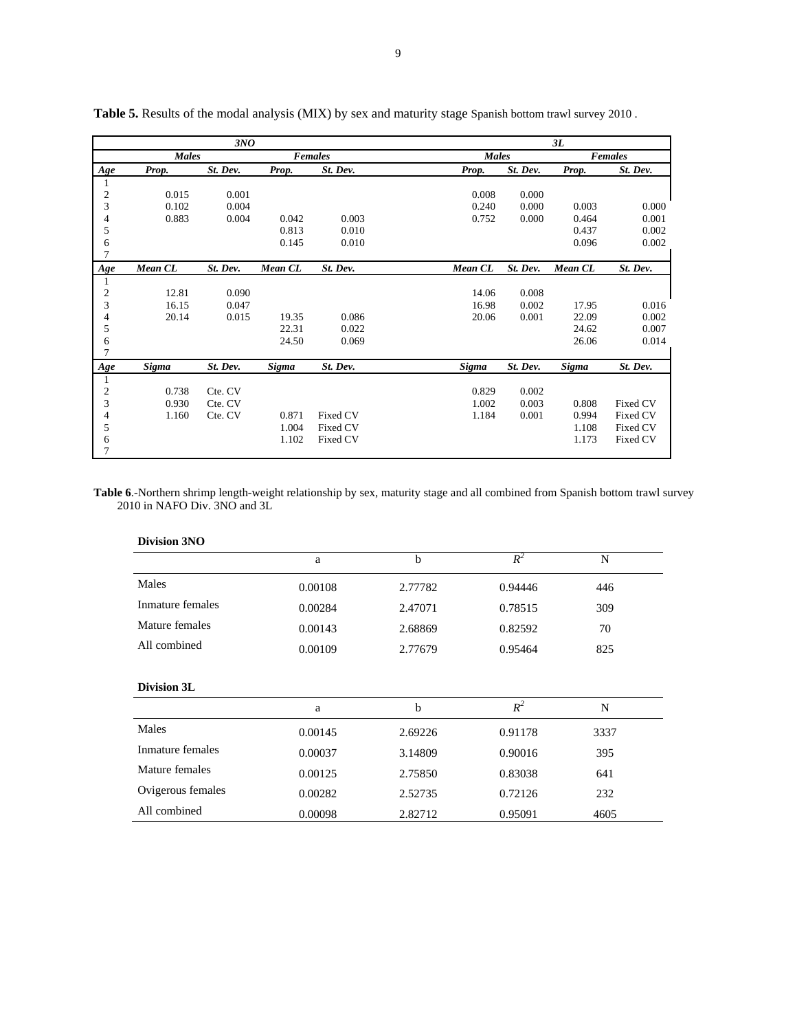**Table 5.** Results of the modal analysis (MIX) by sex and maturity stage Spanish bottom trawl survey 2010 .

| | 3NO | | | | 3L | | | |
|---|---|---|---|---|---|---|---|---|
| | *Males* | | *Females* | | *Males* | | *Females* | |
| ***Age*** | ***Prop.*** | ***St. Dev.*** | ***Prop.*** | ***St. Dev.*** | ***Prop.*** | ***St. Dev.*** | ***Prop.*** | ***St. Dev.*** |
| 1 | | | | | | | | |
| 2 | 0.015 | 0.001 | | | 0.008 | 0.000 | | |
| 3 | 0.102 | 0.004 | | | 0.240 | 0.000 | 0.003 | 0.000 |
| 4 | 0.883 | 0.004 | 0.042 | 0.003 | 0.752 | 0.000 | 0.464 | 0.001 |
| 5 | | | 0.813 | 0.010 | | | 0.437 | 0.002 |
| 6 | | | 0.145 | 0.010 | | | 0.096 | 0.002 |
| 7 | | | | | | | | |
| ***Age*** | ***Mean CL*** | ***St. Dev.*** | ***Mean CL*** | ***St. Dev.*** | ***Mean CL*** | ***St. Dev.*** | ***Mean CL*** | ***St. Dev.*** |
| 1 | | | | | | | | |
| 2 | 12.81 | 0.090 | | | 14.06 | 0.008 | | |
| 3 | 16.15 | 0.047 | | | 16.98 | 0.002 | 17.95 | 0.016 |
| 4 | 20.14 | 0.015 | 19.35 | 0.086 | 20.06 | 0.001 | 22.09 | 0.002 |
| 5 | | | 22.31 | 0.022 | | | 24.62 | 0.007 |
| 6 | | | 24.50 | 0.069 | | | 26.06 | 0.014 |
| 7 | | | | | | | | |
| ***Age*** | ***Sigma*** | ***St. Dev.*** | ***Sigma*** | ***St. Dev.*** | ***Sigma*** | ***St. Dev.*** | ***Sigma*** | ***St. Dev.*** |
| 1 | | | | | | | | |
| 2 | 0.738 | Cte. CV | | | 0.829 | 0.002 | | |
| 3 | 0.930 | Cte. CV | | | 1.002 | 0.003 | 0.808 | Fixed CV |
| 4 | 1.160 | Cte. CV | 0.871 | Fixed CV | 1.184 | 0.001 | 0.994 | Fixed CV |
| 5 | | | 1.004 | Fixed CV | | | 1.108 | Fixed CV |
| 6 | | | 1.102 | Fixed CV | | | 1.173 | Fixed CV |
| 7 | | | | | | | | |

**Table 6**.-Northern shrimp length-weight relationship by sex, maturity stage and all combined from Spanish bottom trawl survey 2010 in NAFO Div. 3NO and 3L

**Division 3NO**

| | a | b | $R^2$ | N |
|---|---|---|---|---|
| Males | 0.00108 | 2.77782 | 0.94446 | 446 |
| Inmature females | 0.00284 | 2.47071 | 0.78515 | 309 |
| Mature females | 0.00143 | 2.68869 | 0.82592 | 70 |
| All combined | 0.00109 | 2.77679 | 0.95464 | 825 |

**Division 3L**

| | a | b | $R^2$ | N |
|---|---|---|---|---|
| Males | 0.00145 | 2.69226 | 0.91178 | 3337 |
| Inmature females | 0.00037 | 3.14809 | 0.90016 | 395 |
| Mature females | 0.00125 | 2.75850 | 0.83038 | 641 |
| Ovigerous females | 0.00282 | 2.52735 | 0.72126 | 232 |
| All combined | 0.00098 | 2.82712 | 0.95091 | 4605 |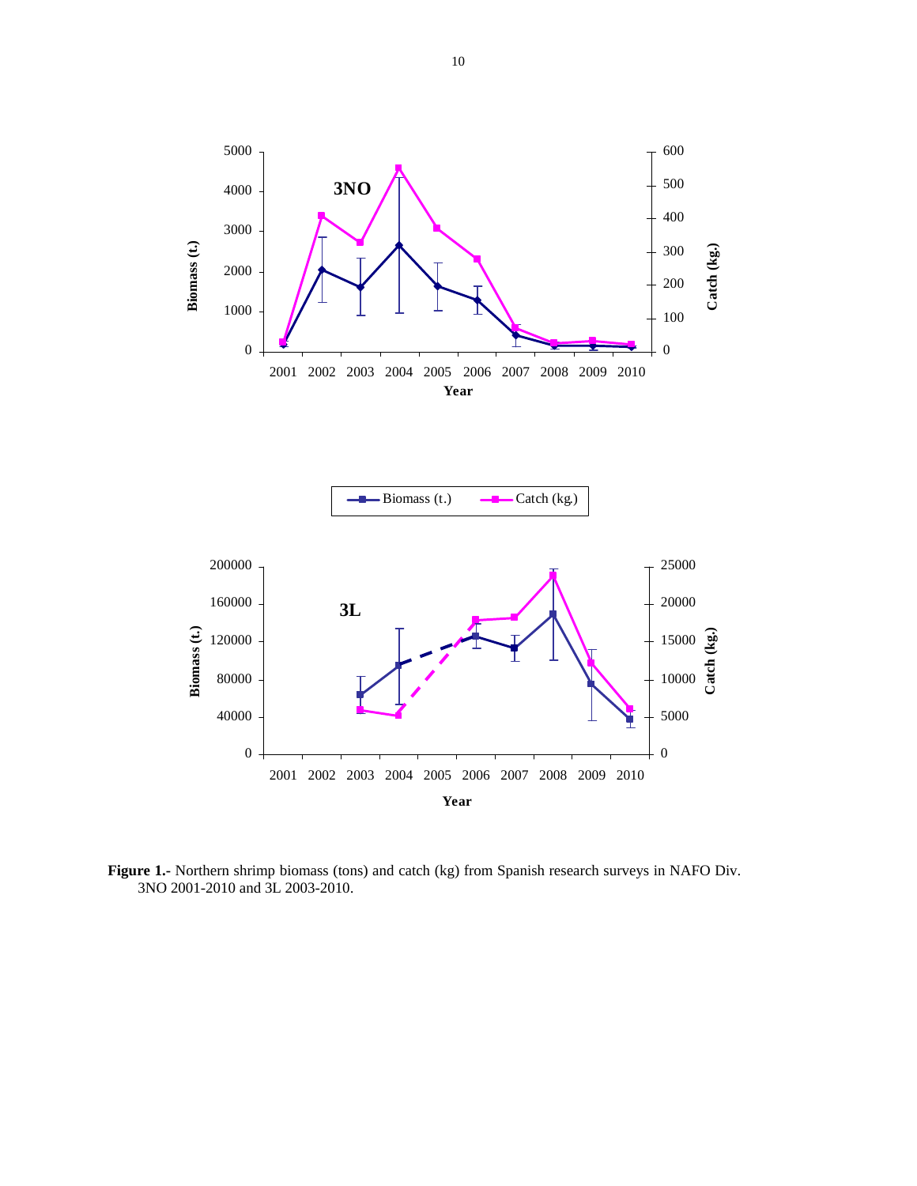**Figure 1.-** Northern shrimp biomass (tons) and catch (kg) from Spanish research surveys in NAFO Div. 3NO 2001-2010 and 3L 2003-2010.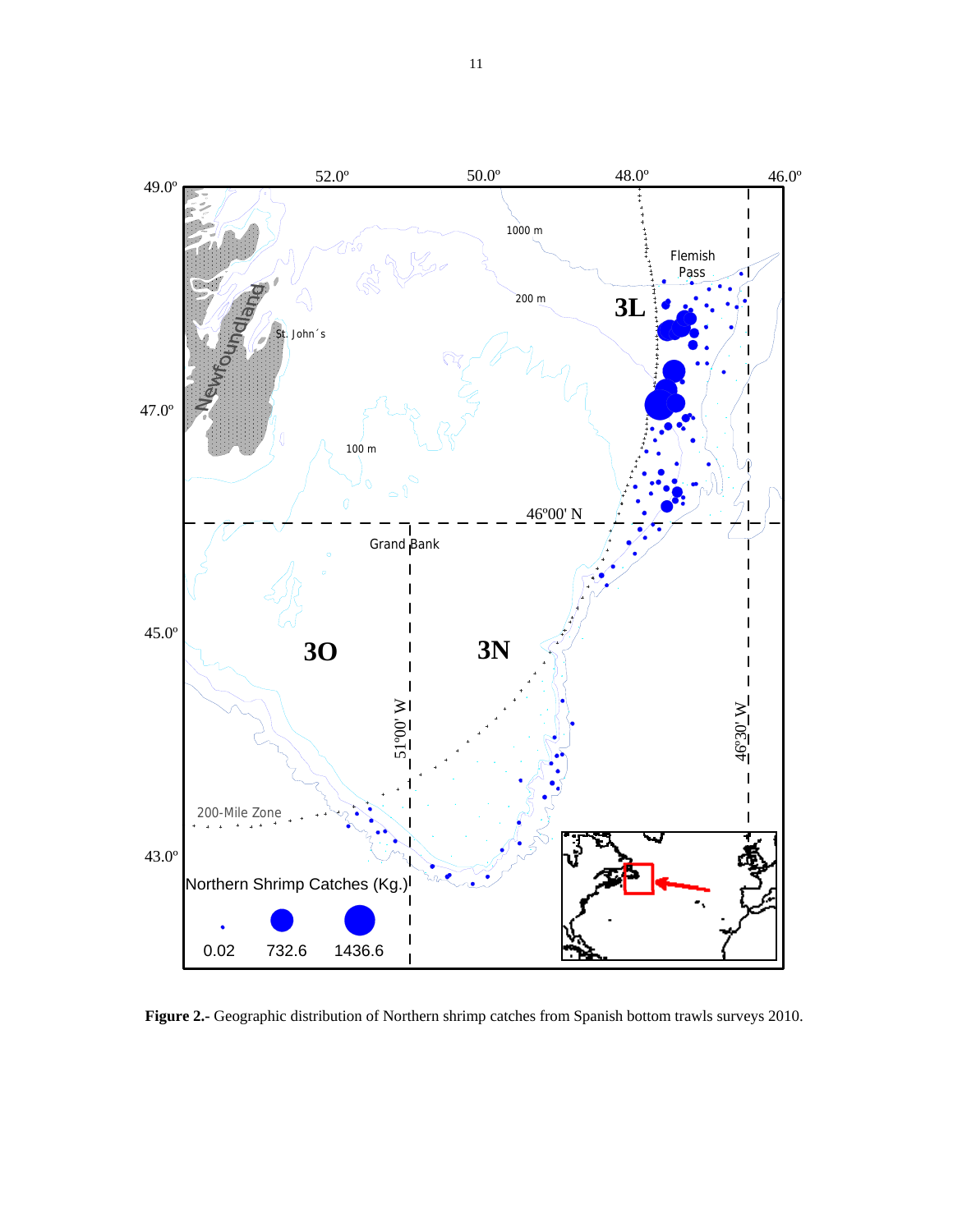**Figure 2.-** Geographic distribution of Northern shrimp catches from Spanish bottom trawls surveys 2010.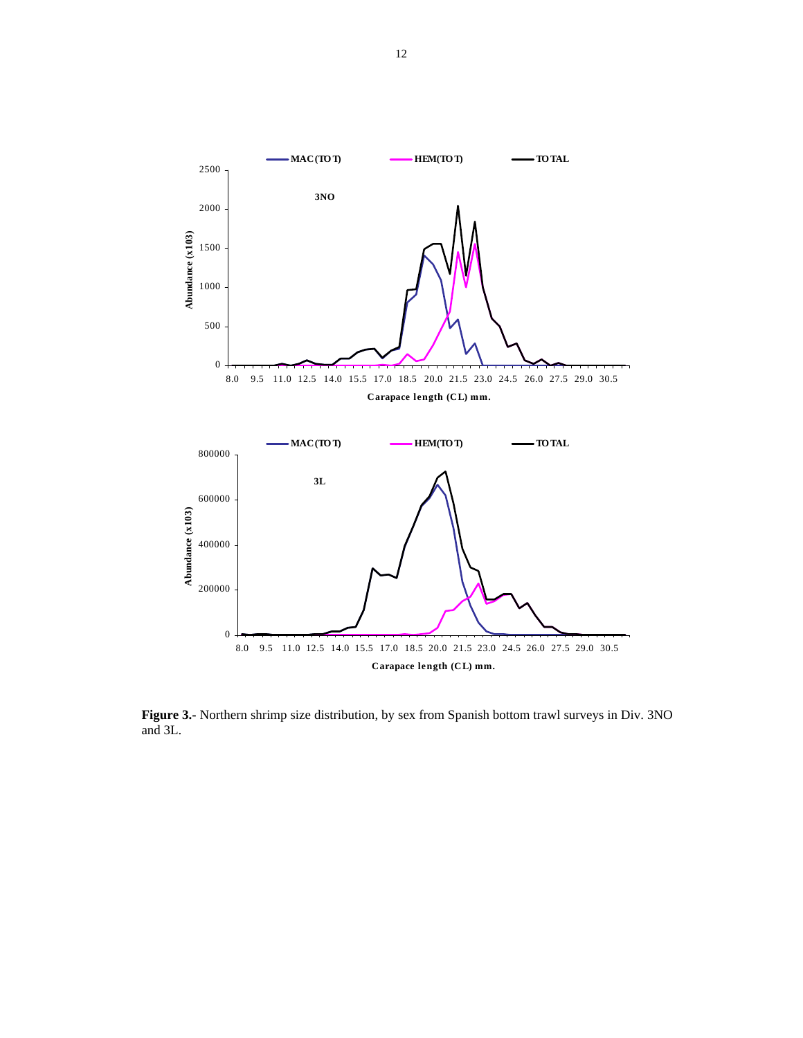MAC(TOT) HEM(TOT) TOTAL

3NO

Abundance (x103)

2500
2000
1500
1000
500
0

8.0 9.5 11.0 12.5 14.0 15.5 17.0 18.5 20.0 21.5 23.0 24.5 26.0 27.5 29.0 30.5

Carapace length (CL) mm.

MAC(TOT) HEM(TOT) TOTAL

3L

Abundance (x103)

800000
600000
400000
200000
0

8.0 9.5 11.0 12.5 14.0 15.5 17.0 18.5 20.0 21.5 23.0 24.5 26.0 27.5 29.0 30.5

Carapace length (CL) mm.

**Figure 3.-** Northern shrimp size distribution, by sex from Spanish bottom trawl surveys in Div. 3NO and 3L.